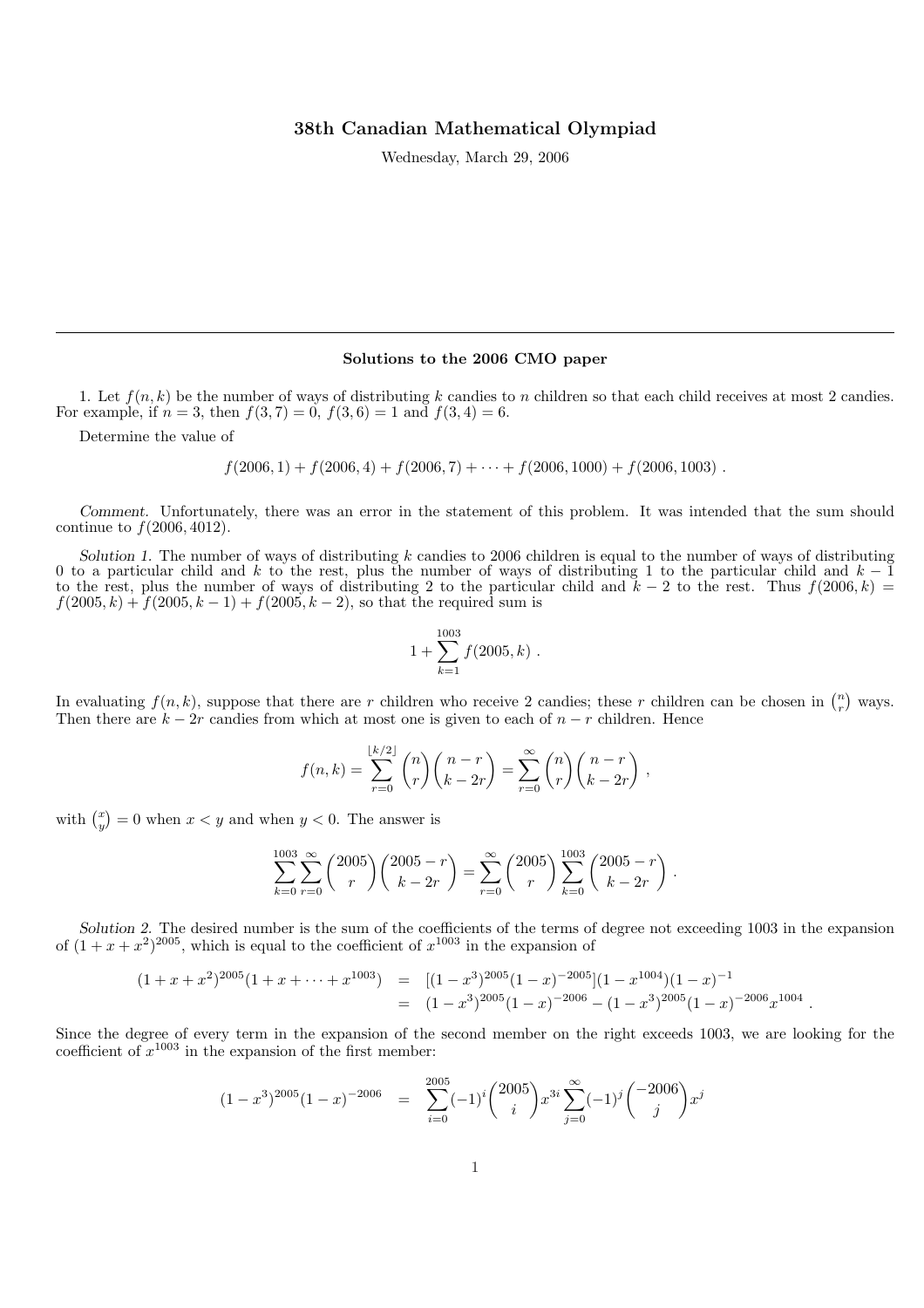# 38th Canadian Mathematical Olympiad

Wednesday, March 29, 2006

---

### Solutions to the 2006 CMO paper

1. Let $f(n,k)$ be the number of ways of distributing $k$ candies to $n$ children so that each child receives at most 2 candies. For example, if $n = 3$, then $f(3,7) = 0$, $f(3,6) = 1$ and $f(3,4) = 6$.

Determine the value of

$$f(2006,1) + f(2006,4) + f(2006,7) + \cdots + f(2006,1000) + f(2006,1003) .$$

*Comment.* Unfortunately, there was an error in the statement of this problem. It was intended that the sum should continue to $f(2006, 4012)$.

*Solution 1.* The number of ways of distributing $k$ candies to 2006 children is equal to the number of ways of distributing 0 to a particular child and $k$ to the rest, plus the number of ways of distributing 1 to the particular child and $k-1$ to the rest, plus the number of ways of distributing 2 to the particular child and $k-2$ to the rest. Thus $f(2006,k) = f(2005,k) + f(2005,k-1) + f(2005,k-2)$, so that the required sum is

$$1 + \sum_{k=1}^{1003} f(2005,k) .$$

In evaluating $f(n,k)$, suppose that there are $r$ children who receive 2 candies; these $r$ children can be chosen in $\binom{n}{r}$ ways. Then there are $k-2r$ candies from which at most one is given to each of $n-r$ children. Hence

$$f(n,k) = \sum_{r=0}^{\lfloor k/2 \rfloor} \binom{n}{r}\binom{n-r}{k-2r} = \sum_{r=0}^{\infty} \binom{n}{r}\binom{n-r}{k-2r} ,$$

with $\binom{x}{y} = 0$ when $x < y$ and when $y < 0$. The answer is

$$\sum_{k=0}^{1003}\sum_{r=0}^{\infty} \binom{2005}{r}\binom{2005-r}{k-2r} = \sum_{r=0}^{\infty} \binom{2005}{r} \sum_{k=0}^{1003} \binom{2005-r}{k-2r} .$$

*Solution 2.* The desired number is the sum of the coefficients of the terms of degree not exceeding 1003 in the expansion of $(1+x+x^2)^{2005}$, which is equal to the coefficient of $x^{1003}$ in the expansion of

$$\begin{aligned}
(1+x+x^2)^{2005}(1+x+\cdots+x^{1003}) &= [(1-x^3)^{2005}(1-x)^{-2005}](1-x^{1004})(1-x)^{-1} \\
&= (1-x^3)^{2005}(1-x)^{-2006} - (1-x^3)^{2005}(1-x)^{-2006}x^{1004} .
\end{aligned}$$

Since the degree of every term in the expansion of the second member on the right exceeds 1003, we are looking for the coefficient of $x^{1003}$ in the expansion of the first member:

$$(1-x^3)^{2005}(1-x)^{-2006} = \sum_{i=0}^{2005}(-1)^i \binom{2005}{i} x^{3i} \sum_{j=0}^{\infty} (-1)^j \binom{-2006}{j} x^j$$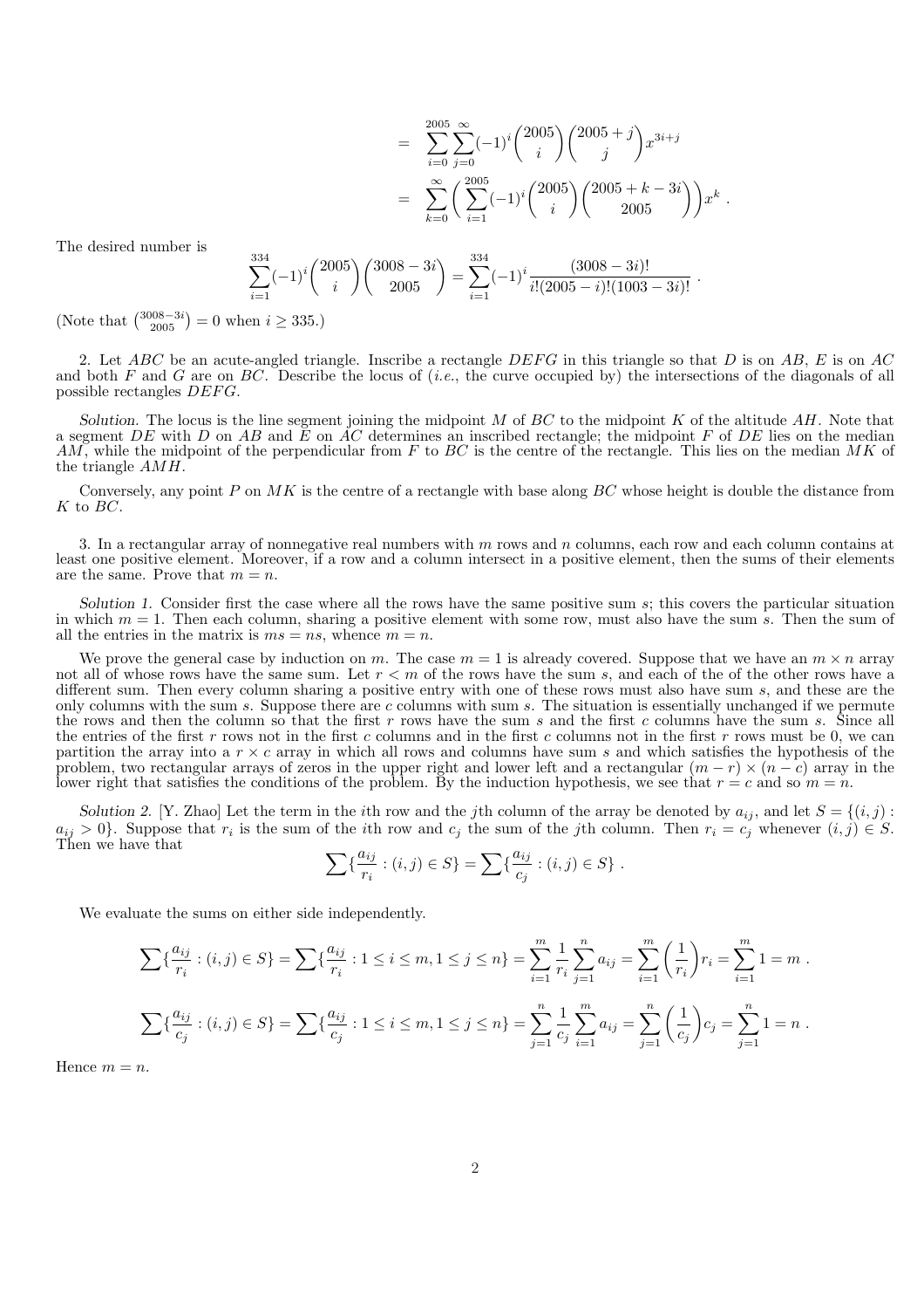$$
\begin{aligned}
&= \sum_{i=0}^{2005}\sum_{j=0}^{\infty}(-1)^i\binom{2005}{i}\binom{2005+j}{j}x^{3i+j} \\
&= \sum_{k=0}^{\infty}\left(\sum_{i=1}^{2005}(-1)^i\binom{2005}{i}\binom{2005+k-3i}{2005}\right)x^k .
\end{aligned}
$$

The desired number is

$$
\sum_{i=1}^{334}(-1)^i\binom{2005}{i}\binom{3008-3i}{2005} = \sum_{i=1}^{334}(-1)^i\frac{(3008-3i)!}{i!(2005-i)!(1003-3i)!} .
$$

(Note that $\binom{3008-3i}{2005} = 0$ when $i \geq 335$.)

2. Let $ABC$ be an acute-angled triangle. Inscribe a rectangle $DEFG$ in this triangle so that $D$ is on $AB$, $E$ is on $AC$ and both $F$ and $G$ are on $BC$. Describe the locus of (*i.e.*, the curve occupied by) the intersections of the diagonals of all possible rectangles $DEFG$.

*Solution.* The locus is the line segment joining the midpoint $M$ of $BC$ to the midpoint $K$ of the altitude $AH$. Note that a segment $DE$ with $D$ on $AB$ and $E$ on $AC$ determines an inscribed rectangle; the midpoint $F$ of $DE$ lies on the median $AM$, while the midpoint of the perpendicular from $F$ to $BC$ is the centre of the rectangle. This lies on the median $MK$ of the triangle $AMH$.

Conversely, any point $P$ on $MK$ is the centre of a rectangle with base along $BC$ whose height is double the distance from $K$ to $BC$.

3. In a rectangular array of nonnegative real numbers with $m$ rows and $n$ columns, each row and each column contains at least one positive element. Moreover, if a row and a column intersect in a positive element, then the sums of their elements are the same. Prove that $m = n$.

*Solution 1.* Consider first the case where all the rows have the same positive sum $s$; this covers the particular situation in which $m = 1$. Then each column, sharing a positive element with some row, must also have the sum $s$. Then the sum of all the entries in the matrix is $ms = ns$, whence $m = n$.

We prove the general case by induction on $m$. The case $m = 1$ is already covered. Suppose that we have an $m \times n$ array not all of whose rows have the same sum. Let $r < m$ of the rows have the sum $s$, and each of the of the other rows have a different sum. Then every column sharing a positive entry with one of these rows must also have sum $s$, and these are the only columns with the sum $s$. Suppose there are $c$ columns with sum $s$. The situation is essentially unchanged if we permute the rows and then the column so that the first $r$ rows have the sum $s$ and the first $c$ columns have the sum $s$. Since all the entries of the first $r$ rows not in the first $c$ columns and in the first $c$ columns not in the first $r$ rows must be 0, we can partition the array into a $r \times c$ array in which all rows and columns have sum $s$ and which satisfies the hypothesis of the problem, two rectangular arrays of zeros in the upper right and lower left and a rectangular $(m - r) \times (n - c)$ array in the lower right that satisfies the conditions of the problem. By the induction hypothesis, we see that $r = c$ and so $m = n$.

*Solution 2.* [Y. Zhao] Let the term in the $i$th row and the $j$th column of the array be denoted by $a_{ij}$, and let $S = \{(i,j) : a_{ij} > 0\}$. Suppose that $r_i$ is the sum of the $i$th row and $c_j$ the sum of the $j$th column. Then $r_i = c_j$ whenever $(i,j) \in S$. Then we have that

$$
\sum\{\frac{a_{ij}}{r_i} : (i,j) \in S\} = \sum\{\frac{a_{ij}}{c_j} : (i,j) \in S\} .
$$

We evaluate the sums on either side independently.

$$
\sum\{\frac{a_{ij}}{r_i} : (i,j) \in S\} = \sum\{\frac{a_{ij}}{r_i} : 1 \leq i \leq m, 1 \leq j \leq n\} = \sum_{i=1}^{m}\frac{1}{r_i}\sum_{j=1}^{n}a_{ij} = \sum_{i=1}^{m}\left(\frac{1}{r_i}\right)r_i = \sum_{i=1}^{m}1 = m .
$$

$$
\sum\{\frac{a_{ij}}{c_j} : (i,j) \in S\} = \sum\{\frac{a_{ij}}{c_j} : 1 \leq i \leq m, 1 \leq j \leq n\} = \sum_{j=1}^{n}\frac{1}{c_j}\sum_{i=1}^{m}a_{ij} = \sum_{j=1}^{n}\left(\frac{1}{c_j}\right)c_j = \sum_{j=1}^{n}1 = n .
$$

Hence $m = n$.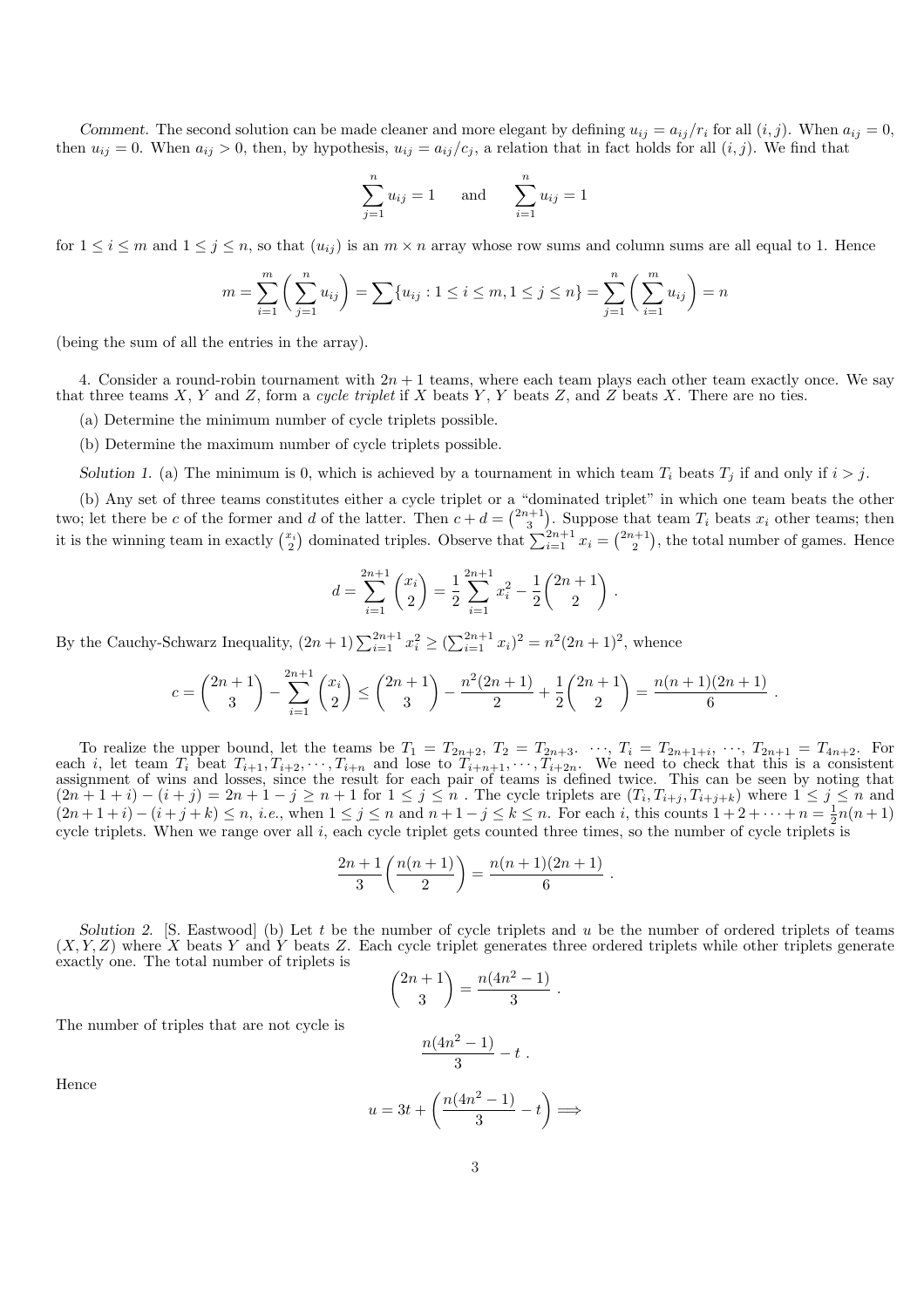*Comment.* The second solution can be made cleaner and more elegant by defining $u_{ij} = a_{ij}/r_i$ for all $(i,j)$. When $a_{ij} = 0$, then $u_{ij} = 0$. When $a_{ij} > 0$, then, by hypothesis, $u_{ij} = a_{ij}/c_j$, a relation that in fact holds for all $(i,j)$. We find that

$$\sum_{j=1}^{n} u_{ij} = 1 \quad \text{ and } \quad \sum_{i=1}^{n} u_{ij} = 1$$

for $1 \le i \le m$ and $1 \le j \le n$, so that $(u_{ij})$ is an $m \times n$ array whose row sums and column sums are all equal to 1. Hence

$$m = \sum_{i=1}^{m}\left(\sum_{j=1}^{n} u_{ij}\right) = \sum\{u_{ij} : 1 \le i \le m, 1 \le j \le n\} = \sum_{j=1}^{n}\left(\sum_{i=1}^{m} u_{ij}\right) = n$$

(being the sum of all the entries in the array).

4. Consider a round-robin tournament with $2n+1$ teams, where each team plays each other team exactly once. We say that three teams $X$, $Y$ and $Z$, form a *cycle triplet* if $X$ beats $Y$, $Y$ beats $Z$, and $Z$ beats $X$. There are no ties.

(a) Determine the minimum number of cycle triplets possible.

(b) Determine the maximum number of cycle triplets possible.

*Solution 1.* (a) The minimum is 0, which is achieved by a tournament in which team $T_i$ beats $T_j$ if and only if $i > j$.

(b) Any set of three teams constitutes either a cycle triplet or a "dominated triplet" in which one team beats the other two; let there be $c$ of the former and $d$ of the latter. Then $c + d = \binom{2n+1}{3}$. Suppose that team $T_i$ beats $x_i$ other teams; then it is the winning team in exactly $\binom{x_i}{2}$ dominated triples. Observe that $\sum_{i=1}^{2n+1} x_i = \binom{2n+1}{2}$, the total number of games. Hence

$$d = \sum_{i=1}^{2n+1}\binom{x_i}{2} = \frac{1}{2}\sum_{i=1}^{2n+1} x_i^2 - \frac{1}{2}\binom{2n+1}{2} .$$

By the Cauchy-Schwarz Inequality, $(2n+1)\sum_{i=1}^{2n+1} x_i^2 \ge (\sum_{i=1}^{2n+1} x_i)^2 = n^2(2n+1)^2$, whence

$$c = \binom{2n+1}{3} - \sum_{i=1}^{2n+1}\binom{x_i}{2} \le \binom{2n+1}{3} - \frac{n^2(2n+1)}{2} + \frac{1}{2}\binom{2n+1}{2} = \frac{n(n+1)(2n+1)}{6} .$$

To realize the upper bound, let the teams be $T_1 = T_{2n+2}$, $T_2 = T_{2n+3}$. $\cdots$, $T_i = T_{2n+1+i}$, $\cdots$, $T_{2n+1} = T_{4n+2}$. For each $i$, let team $T_i$ beat $T_{i+1}, T_{i+2}, \cdots, T_{i+n}$ and lose to $T_{i+n+1}, \cdots, T_{i+2n}$. We need to check that this is a consistent assignment of wins and losses, since the result for each pair of teams is defined twice. This can be seen by noting that $(2n+1+i) - (i+j) = 2n+1-j \ge n+1$ for $1 \le j \le n$ . The cycle triplets are $(T_i, T_{i+j}, T_{i+j+k})$ where $1 \le j \le n$ and $(2n+1+i) - (i+j+k) \le n$, *i.e.*, when $1 \le j \le n$ and $n+1-j \le k \le n$. For each $i$, this counts $1 + 2 + \cdots + n = \frac{1}{2}n(n+1)$ cycle triplets. When we range over all $i$, each cycle triplet gets counted three times, so the number of cycle triplets is

$$\frac{2n+1}{3}\left(\frac{n(n+1)}{2}\right) = \frac{n(n+1)(2n+1)}{6} .$$

*Solution 2.* [S. Eastwood] (b) Let $t$ be the number of cycle triplets and $u$ be the number of ordered triplets of teams $(X, Y, Z)$ where $X$ beats $Y$ and $Y$ beats $Z$. Each cycle triplet generates three ordered triplets while other triplets generate exactly one. The total number of triplets is

$$\binom{2n+1}{3} = \frac{n(4n^2-1)}{3} .$$

The number of triples that are not cycle is

$$\frac{n(4n^2-1)}{3} - t .$$

Hence

$$u = 3t + \left(\frac{n(4n^2-1)}{3} - t\right) \Longrightarrow$$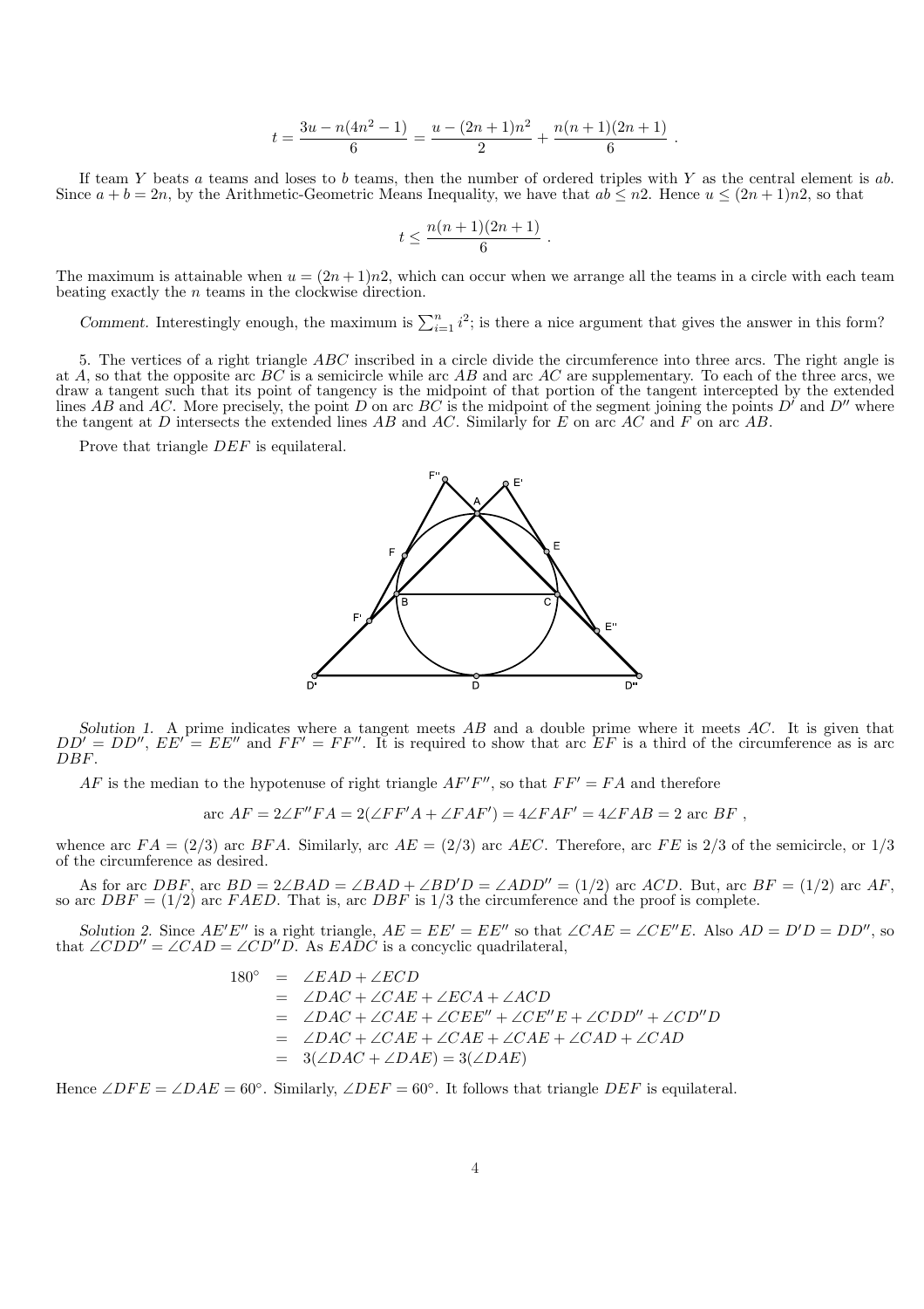$$t = \frac{3u - n(4n^2 - 1)}{6} = \frac{u - (2n+1)n^2}{2} + \frac{n(n+1)(2n+1)}{6} .$$

If team $Y$ beats $a$ teams and loses to $b$ teams, then the number of ordered triples with $Y$ as the central element is $ab$. Since $a + b = 2n$, by the Arithmetic-Geometric Means Inequality, we have that $ab \leq n2$. Hence $u \leq (2n+1)n2$, so that

$$t \leq \frac{n(n+1)(2n+1)}{6} .$$

The maximum is attainable when $u = (2n+1)n2$, which can occur when we arrange all the teams in a circle with each team beating exactly the $n$ teams in the clockwise direction.

*Comment.* Interestingly enough, the maximum is $\sum_{i=1}^{n} i^2$; is there a nice argument that gives the answer in this form?

5. The vertices of a right triangle $ABC$ inscribed in a circle divide the circumference into three arcs. The right angle is at $A$, so that the opposite arc $BC$ is a semicircle while arc $AB$ and arc $AC$ are supplementary. To each of the three arcs, we draw a tangent such that its point of tangency is the midpoint of that portion of the tangent intercepted by the extended lines $AB$ and $AC$. More precisely, the point $D$ on arc $BC$ is the midpoint of the segment joining the points $D'$ and $D''$ where the tangent at $D$ intersects the extended lines $AB$ and $AC$. Similarly for $E$ on arc $AC$ and $F$ on arc $AB$.

Prove that triangle $DEF$ is equilateral.

F''
E'
A
F
E
B
C
F'
E''
D'
D
D''

*Solution 1.* A prime indicates where a tangent meets $AB$ and a double prime where it meets $AC$. It is given that $DD' = DD''$, $EE' = EE''$ and $FF' = FF''$. It is required to show that arc $EF$ is a third of the circumference as is arc $DBF$.

$AF$ is the median to the hypotenuse of right triangle $AF'F''$, so that $FF' = FA$ and therefore

$$\text{arc } AF = 2\angle F''FA = 2(\angle FF'A + \angle FAF') = 4\angle FAF' = 4\angle FAB = 2 \text{ arc } BF ,$$

whence arc $FA = (2/3)$ arc $BFA$. Similarly, arc $AE = (2/3)$ arc $AEC$. Therefore, arc $FE$ is $2/3$ of the semicircle, or $1/3$ of the circumference as desired.

As for arc $DBF$, arc $BD = 2\angle BAD = \angle BAD + \angle BD'D = \angle ADD'' = (1/2)$ arc $ACD$. But, arc $BF = (1/2)$ arc $AF$, so arc $DBF = (1/2)$ arc $FAED$. That is, arc $DBF$ is $1/3$ the circumference and the proof is complete.

*Solution 2.* Since $AE'E''$ is a right triangle, $AE = EE' = EE''$ so that $\angle CAE = \angle CE''E$. Also $AD = D'D = DD''$, so that $\angle CDD'' = \angle CAD = \angle CD''D$. As $EADC$ is a concyclic quadrilateral,

$$\begin{aligned}
180^\circ &= \angle EAD + \angle ECD \\
&= \angle DAC + \angle CAE + \angle ECA + \angle ACD \\
&= \angle DAC + \angle CAE + \angle CEE'' + \angle CE''E + \angle CDD'' + \angle CD''D \\
&= \angle DAC + \angle CAE + \angle CAE + \angle CAE + \angle CAD + \angle CAD \\
&= 3(\angle DAC + \angle DAE) = 3(\angle DAE)
\end{aligned}$$

Hence $\angle DFE = \angle DAE = 60^\circ$. Similarly, $\angle DEF = 60^\circ$. It follows that triangle $DEF$ is equilateral.